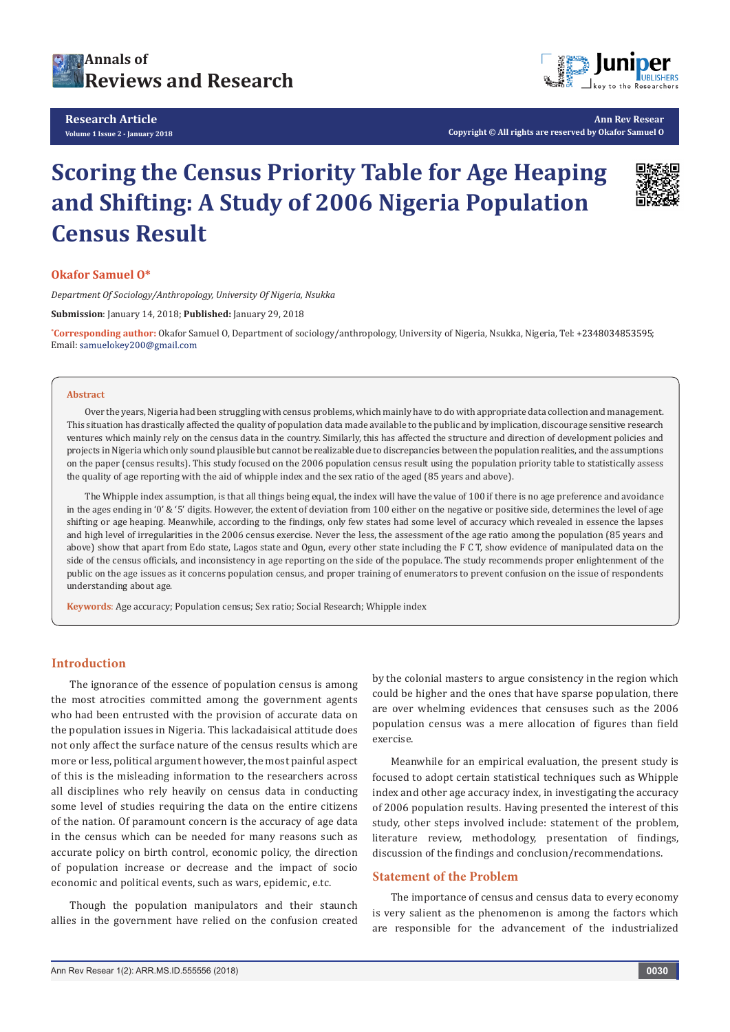Research Article

# Scoring the Census Priority Table for Age Heaping and Shifting: A Study of 2006 Nigeria Population Census Result

**Okafor Samuel O***

*Department Of Sociology/Anthropology, University Of Nigeria, Nsukka*

**Submission**: January 14, 2018; **Published:** January 29, 2018

*Corresponding author: Okafor Samuel O, Department of sociology/anthropology, University of Nigeria, Nsukka, Nigeria, Tel: +2348034853595; Email: samuelokey200@gmail.com

## Abstract

Over the years, Nigeria had been struggling with census problems, which mainly have to do with appropriate data collection and management. This situation has drastically affected the quality of population data made available to the public and by implication, discourage sensitive research ventures which mainly rely on the census data in the country. Similarly, this has affected the structure and direction of development policies and projects in Nigeria which only sound plausible but cannot be realizable due to discrepancies between the population realities, and the assumptions on the paper (census results). This study focused on the 2006 population census result using the population priority table to statistically assess the quality of age reporting with the aid of whipple index and the sex ratio of the aged (85 years and above).

The Whipple index assumption, is that all things being equal, the index will have the value of 100 if there is no age preference and avoidance in the ages ending in '0' & '5' digits. However, the extent of deviation from 100 either on the negative or positive side, determines the level of age shifting or age heaping. Meanwhile, according to the findings, only few states had some level of accuracy which revealed in essence the lapses and high level of irregularities in the 2006 census exercise. Never the less, the assessment of the age ratio among the population (85 years and above) show that apart from Edo state, Lagos state and Ogun, every other state including the F C T, show evidence of manipulated data on the side of the census officials, and inconsistency in age reporting on the side of the populace. The study recommends proper enlightenment of the public on the age issues as it concerns population census, and proper training of enumerators to prevent confusion on the issue of respondents understanding about age.

**Keywords**: Age accuracy; Population census; Sex ratio; Social Research; Whipple index

## Introduction

The ignorance of the essence of population census is among the most atrocities committed among the government agents who had been entrusted with the provision of accurate data on the population issues in Nigeria. This lackadaisical attitude does not only affect the surface nature of the census results which are more or less, political argument however, the most painful aspect of this is the misleading information to the researchers across all disciplines who rely heavily on census data in conducting some level of studies requiring the data on the entire citizens of the nation. Of paramount concern is the accuracy of age data in the census which can be needed for many reasons such as accurate policy on birth control, economic policy, the direction of population increase or decrease and the impact of socio economic and political events, such as wars, epidemic, e.t.c.

Though the population manipulators and their staunch allies in the government have relied on the confusion created by the colonial masters to argue consistency in the region which could be higher and the ones that have sparse population, there are over whelming evidences that censuses such as the 2006 population census was a mere allocation of figures than field exercise.

Meanwhile for an empirical evaluation, the present study is focused to adopt certain statistical techniques such as Whipple index and other age accuracy index, in investigating the accuracy of 2006 population results. Having presented the interest of this study, other steps involved include: statement of the problem, literature review, methodology, presentation of findings, discussion of the findings and conclusion/recommendations.

## Statement of the Problem

The importance of census and census data to every economy is very salient as the phenomenon is among the factors which are responsible for the advancement of the industrialized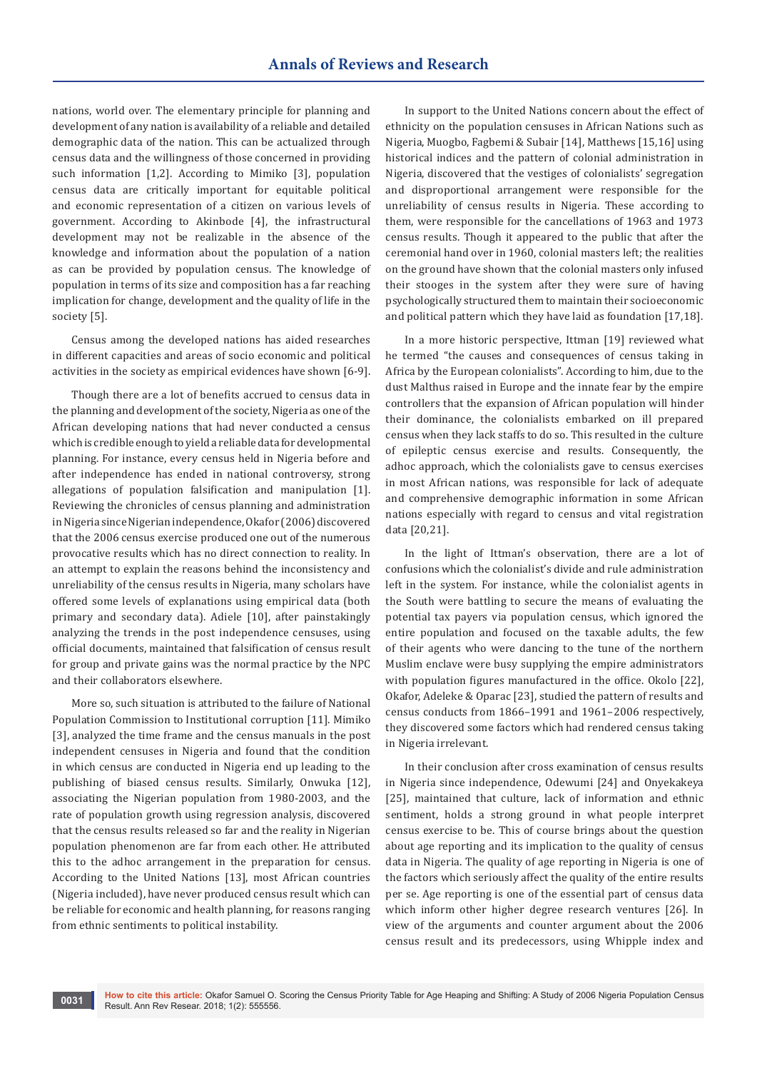nations, world over. The elementary principle for planning and development of any nation is availability of a reliable and detailed demographic data of the nation. This can be actualized through census data and the willingness of those concerned in providing such information [1,2]. According to Mimiko [3], population census data are critically important for equitable political and economic representation of a citizen on various levels of government. According to Akinbode [4], the infrastructural development may not be realizable in the absence of the knowledge and information about the population of a nation as can be provided by population census. The knowledge of population in terms of its size and composition has a far reaching implication for change, development and the quality of life in the society [5].

Census among the developed nations has aided researches in different capacities and areas of socio economic and political activities in the society as empirical evidences have shown [6-9].

Though there are a lot of benefits accrued to census data in the planning and development of the society, Nigeria as one of the African developing nations that had never conducted a census which is credible enough to yield a reliable data for developmental planning. For instance, every census held in Nigeria before and after independence has ended in national controversy, strong allegations of population falsification and manipulation [1]. Reviewing the chronicles of census planning and administration in Nigeria since Nigerian independence, Okafor (2006) discovered that the 2006 census exercise produced one out of the numerous provocative results which has no direct connection to reality. In an attempt to explain the reasons behind the inconsistency and unreliability of the census results in Nigeria, many scholars have offered some levels of explanations using empirical data (both primary and secondary data). Adiele [10], after painstakingly analyzing the trends in the post independence censuses, using official documents, maintained that falsification of census result for group and private gains was the normal practice by the NPC and their collaborators elsewhere.

More so, such situation is attributed to the failure of National Population Commission to Institutional corruption [11]. Mimiko [3], analyzed the time frame and the census manuals in the post independent censuses in Nigeria and found that the condition in which census are conducted in Nigeria end up leading to the publishing of biased census results. Similarly, Onwuka [12], associating the Nigerian population from 1980-2003, and the rate of population growth using regression analysis, discovered that the census results released so far and the reality in Nigerian population phenomenon are far from each other. He attributed this to the adhoc arrangement in the preparation for census. According to the United Nations [13], most African countries (Nigeria included), have never produced census result which can be reliable for economic and health planning, for reasons ranging from ethnic sentiments to political instability.

In support to the United Nations concern about the effect of ethnicity on the population censuses in African Nations such as Nigeria, Muogbo, Fagbemi & Subair [14], Matthews [15,16] using historical indices and the pattern of colonial administration in Nigeria, discovered that the vestiges of colonialists' segregation and disproportional arrangement were responsible for the unreliability of census results in Nigeria. These according to them, were responsible for the cancellations of 1963 and 1973 census results. Though it appeared to the public that after the ceremonial hand over in 1960, colonial masters left; the realities on the ground have shown that the colonial masters only infused their stooges in the system after they were sure of having psychologically structured them to maintain their socioeconomic and political pattern which they have laid as foundation [17,18].

In a more historic perspective, Ittman [19] reviewed what he termed "the causes and consequences of census taking in Africa by the European colonialists". According to him, due to the dust Malthus raised in Europe and the innate fear by the empire controllers that the expansion of African population will hinder their dominance, the colonialists embarked on ill prepared census when they lack staffs to do so. This resulted in the culture of epileptic census exercise and results. Consequently, the adhoc approach, which the colonialists gave to census exercises in most African nations, was responsible for lack of adequate and comprehensive demographic information in some African nations especially with regard to census and vital registration data [20,21].

In the light of Ittman's observation, there are a lot of confusions which the colonialist's divide and rule administration left in the system. For instance, while the colonialist agents in the South were battling to secure the means of evaluating the potential tax payers via population census, which ignored the entire population and focused on the taxable adults, the few of their agents who were dancing to the tune of the northern Muslim enclave were busy supplying the empire administrators with population figures manufactured in the office. Okolo [22], Okafor, Adeleke & Oparac [23], studied the pattern of results and census conducts from 1866–1991 and 1961–2006 respectively, they discovered some factors which had rendered census taking in Nigeria irrelevant.

In their conclusion after cross examination of census results in Nigeria since independence, Odewumi [24] and Onyekakeya [25], maintained that culture, lack of information and ethnic sentiment, holds a strong ground in what people interpret census exercise to be. This of course brings about the question about age reporting and its implication to the quality of census data in Nigeria. The quality of age reporting in Nigeria is one of the factors which seriously affect the quality of the entire results per se. Age reporting is one of the essential part of census data which inform other higher degree research ventures [26]. In view of the arguments and counter argument about the 2006 census result and its predecessors, using Whipple index and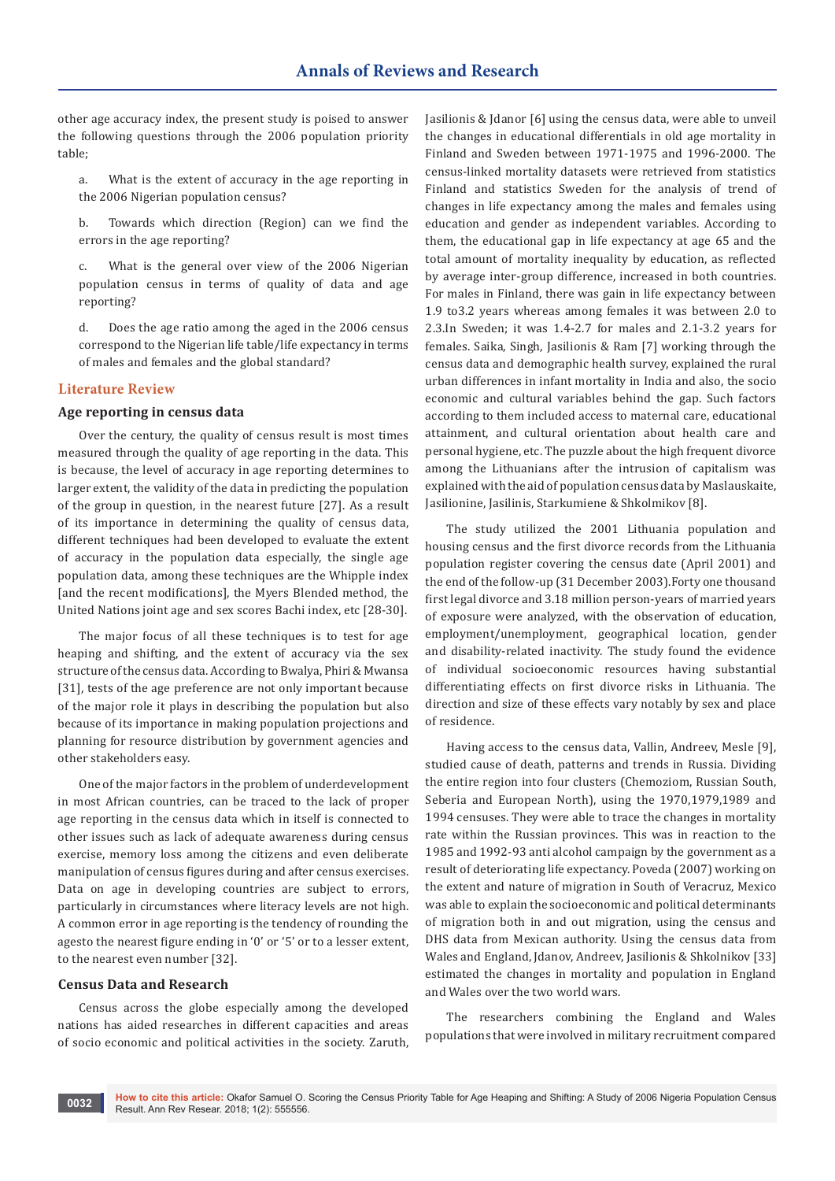other age accuracy index, the present study is poised to answer the following questions through the 2006 population priority table;

a. What is the extent of accuracy in the age reporting in the 2006 Nigerian population census?

b. Towards which direction (Region) can we find the errors in the age reporting?

c. What is the general over view of the 2006 Nigerian population census in terms of quality of data and age reporting?

d. Does the age ratio among the aged in the 2006 census correspond to the Nigerian life table/life expectancy in terms of males and females and the global standard?

## Literature Review

### Age reporting in census data

Over the century, the quality of census result is most times measured through the quality of age reporting in the data. This is because, the level of accuracy in age reporting determines to larger extent, the validity of the data in predicting the population of the group in question, in the nearest future [27]. As a result of its importance in determining the quality of census data, different techniques had been developed to evaluate the extent of accuracy in the population data especially, the single age population data, among these techniques are the Whipple index [and the recent modifications], the Myers Blended method, the United Nations joint age and sex scores Bachi index, etc [28-30].

The major focus of all these techniques is to test for age heaping and shifting, and the extent of accuracy via the sex structure of the census data. According to Bwalya, Phiri & Mwansa [31], tests of the age preference are not only important because of the major role it plays in describing the population but also because of its importance in making population projections and planning for resource distribution by government agencies and other stakeholders easy.

One of the major factors in the problem of underdevelopment in most African countries, can be traced to the lack of proper age reporting in the census data which in itself is connected to other issues such as lack of adequate awareness during census exercise, memory loss among the citizens and even deliberate manipulation of census figures during and after census exercises. Data on age in developing countries are subject to errors, particularly in circumstances where literacy levels are not high. A common error in age reporting is the tendency of rounding the agesto the nearest figure ending in '0' or '5' or to a lesser extent, to the nearest even number [32].

### Census Data and Research

Census across the globe especially among the developed nations has aided researches in different capacities and areas of socio economic and political activities in the society. Zaruth, Jasilionis & Jdanor [6] using the census data, were able to unveil the changes in educational differentials in old age mortality in Finland and Sweden between 1971-1975 and 1996-2000. The census-linked mortality datasets were retrieved from statistics Finland and statistics Sweden for the analysis of trend of changes in life expectancy among the males and females using education and gender as independent variables. According to them, the educational gap in life expectancy at age 65 and the total amount of mortality inequality by education, as reflected by average inter-group difference, increased in both countries. For males in Finland, there was gain in life expectancy between 1.9 to3.2 years whereas among females it was between 2.0 to 2.3.In Sweden; it was 1.4-2.7 for males and 2.1-3.2 years for females. Saika, Singh, Jasilionis & Ram [7] working through the census data and demographic health survey, explained the rural urban differences in infant mortality in India and also, the socio economic and cultural variables behind the gap. Such factors according to them included access to maternal care, educational attainment, and cultural orientation about health care and personal hygiene, etc. The puzzle about the high frequent divorce among the Lithuanians after the intrusion of capitalism was explained with the aid of population census data by Maslauskaite, Jasilionine, Jasilinis, Starkumiene & Shkolmikov [8].

The study utilized the 2001 Lithuania population and housing census and the first divorce records from the Lithuania population register covering the census date (April 2001) and the end of the follow-up (31 December 2003).Forty one thousand first legal divorce and 3.18 million person-years of married years of exposure were analyzed, with the observation of education, employment/unemployment, geographical location, gender and disability-related inactivity. The study found the evidence of individual socioeconomic resources having substantial differentiating effects on first divorce risks in Lithuania. The direction and size of these effects vary notably by sex and place of residence.

Having access to the census data, Vallin, Andreev, Mesle [9], studied cause of death, patterns and trends in Russia. Dividing the entire region into four clusters (Chemoziom, Russian South, Seberia and European North), using the 1970,1979,1989 and 1994 censuses. They were able to trace the changes in mortality rate within the Russian provinces. This was in reaction to the 1985 and 1992-93 anti alcohol campaign by the government as a result of deteriorating life expectancy. Poveda (2007) working on the extent and nature of migration in South of Veracruz, Mexico was able to explain the socioeconomic and political determinants of migration both in and out migration, using the census and DHS data from Mexican authority. Using the census data from Wales and England, Jdanov, Andreev, Jasilionis & Shkolnikov [33] estimated the changes in mortality and population in England and Wales over the two world wars.

The researchers combining the England and Wales populations that were involved in military recruitment compared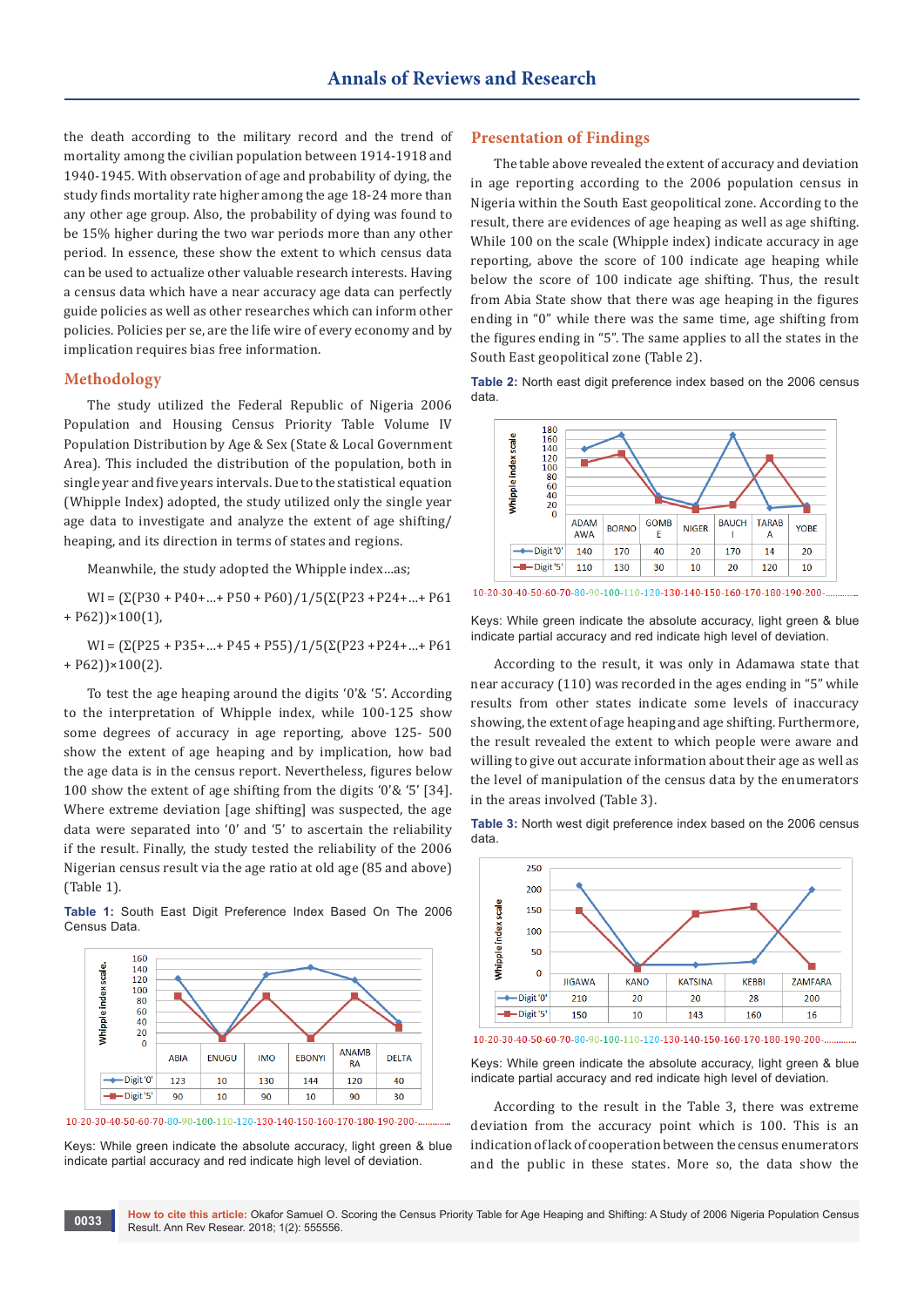the death according to the military record and the trend of mortality among the civilian population between 1914-1918 and 1940-1945. With observation of age and probability of dying, the study finds mortality rate higher among the age 18-24 more than any other age group. Also, the probability of dying was found to be 15% higher during the two war periods more than any other period. In essence, these show the extent to which census data can be used to actualize other valuable research interests. Having a census data which have a near accuracy age data can perfectly guide policies as well as other researches which can inform other policies. Policies per se, are the life wire of every economy and by implication requires bias free information.

## Methodology

The study utilized the Federal Republic of Nigeria 2006 Population and Housing Census Priority Table Volume IV Population Distribution by Age & Sex (State & Local Government Area). This included the distribution of the population, both in single year and five years intervals. Due to the statistical equation (Whipple Index) adopted, the study utilized only the single year age data to investigate and analyze the extent of age shifting/heaping, and its direction in terms of states and regions.

Meanwhile, the study adopted the Whipple index…as;

$$WI = (\Sigma(P30 + P40 + \ldots + P50 + P60)/1/5(\Sigma(P23 + P24 + \ldots + P61 + P62)) \times 100 \quad (1),$$

$$WI = (\Sigma(P25 + P35 + \ldots + P45 + P55)/1/5(\Sigma(P23 + P24 + \ldots + P61 + P62)) \times 100 \quad (2).$$

To test the age heaping around the digits '0'& '5'. According to the interpretation of Whipple index, while 100-125 show some degrees of accuracy in age reporting, above 125- 500 show the extent of age heaping and by implication, how bad the age data is in the census report. Nevertheless, figures below 100 show the extent of age shifting from the digits '0'& '5' [34]. Where extreme deviation [age shifting] was suspected, the age data were separated into '0' and '5' to ascertain the reliability if the result. Finally, the study tested the reliability of the 2006 Nigerian census result via the age ratio at old age (85 and above) (Table 1).

**Table 1:** South East Digit Preference Index Based On The 2006 Census Data.

| | ABIA | ENUGU | IMO | EBONYI | ANAMBRA | DELTA |
|---|---|---|---|---|---|---|
| Digit '0' | 123 | 10 | 130 | 144 | 120 | 40 |
| Digit '5' | 90 | 10 | 90 | 10 | 90 | 30 |

10-20-30-40-50-60-70-80-90-100-110-120-130-140-150-160-170-180-190-200-.............

Keys: While green indicate the absolute accuracy, light green & blue indicate partial accuracy and red indicate high level of deviation.

## Presentation of Findings

The table above revealed the extent of accuracy and deviation in age reporting according to the 2006 population census in Nigeria within the South East geopolitical zone. According to the result, there are evidences of age heaping as well as age shifting. While 100 on the scale (Whipple index) indicate accuracy in age reporting, above the score of 100 indicate age heaping while below the score of 100 indicate age shifting. Thus, the result from Abia State show that there was age heaping in the figures ending in "0" while there was the same time, age shifting from the figures ending in "5". The same applies to all the states in the South East geopolitical zone (Table 2).

**Table 2:** North east digit preference index based on the 2006 census data.

| | ADAMAWA | BORNO | GOMBE | NIGER | BAUCHI | TARABA | YOBE |
|---|---|---|---|---|---|---|---|
| Digit '0' | 140 | 170 | 40 | 20 | 170 | 14 | 20 |
| Digit '5' | 110 | 130 | 30 | 10 | 20 | 120 | 10 |

10-20-30-40-50-60-70-80-90-100-110-120-130-140-150-160-170-180-190-200-.............

Keys: While green indicate the absolute accuracy, light green & blue indicate partial accuracy and red indicate high level of deviation.

According to the result, it was only in Adamawa state that near accuracy (110) was recorded in the ages ending in "5" while results from other states indicate some levels of inaccuracy showing, the extent of age heaping and age shifting. Furthermore, the result revealed the extent to which people were aware and willing to give out accurate information about their age as well as the level of manipulation of the census data by the enumerators in the areas involved (Table 3).

**Table 3:** North west digit preference index based on the 2006 census data.

| | JIGAWA | KANO | KATSINA | KEBBI | ZAMFARA |
|---|---|---|---|---|---|
| Digit '0' | 210 | 20 | 20 | 28 | 200 |
| Digit '5' | 150 | 10 | 143 | 160 | 16 |

10-20-30-40-50-60-70-80-90-100-110-120-130-140-150-160-170-180-190-200-.............

Keys: While green indicate the absolute accuracy, light green & blue indicate partial accuracy and red indicate high level of deviation.

According to the result in the Table 3, there was extreme deviation from the accuracy point which is 100. This is an indication of lack of cooperation between the census enumerators and the public in these states. More so, the data show the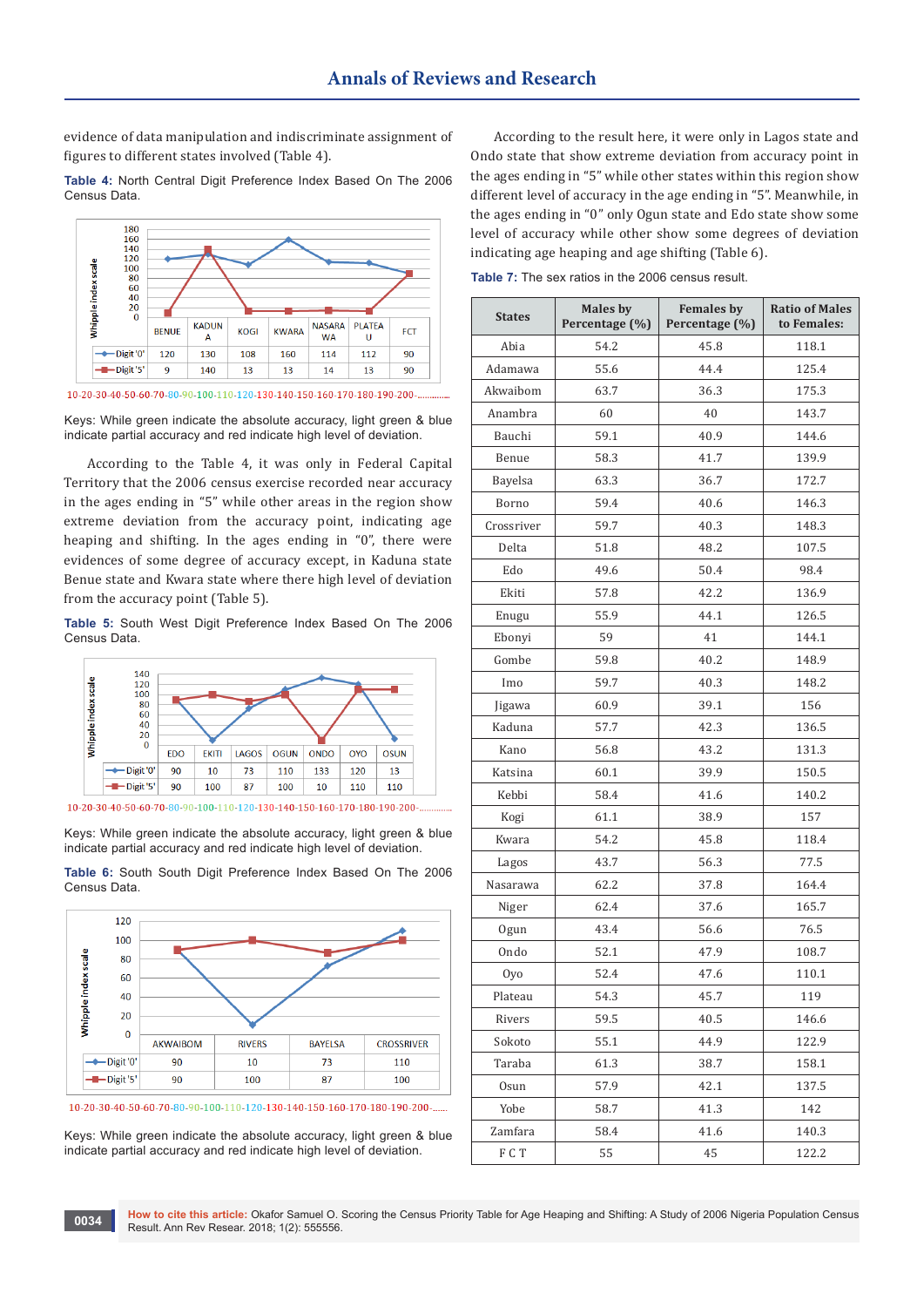evidence of data manipulation and indiscriminate assignment of figures to different states involved (Table 4).

**Table 4:** North Central Digit Preference Index Based On The 2006 Census Data.

|  | BENUE | KADUNA | KOGI | KWARA | NASARAWA | PLATEAU | FCT |
|---|---|---|---|---|---|---|---|
| Digit '0' | 120 | 130 | 108 | 160 | 114 | 112 | 90 |
| Digit '5' | 9 | 140 | 13 | 13 | 14 | 13 | 90 |

10-20-30-40-50-60-70-80-90-100-110-120-130-140-150-160-170-180-190-200-............

Keys: While green indicate the absolute accuracy, light green & blue indicate partial accuracy and red indicate high level of deviation.

According to the Table 4, it was only in Federal Capital Territory that the 2006 census exercise recorded near accuracy in the ages ending in "5" while other areas in the region show extreme deviation from the accuracy point, indicating age heaping and shifting. In the ages ending in "0", there were evidences of some degree of accuracy except, in Kaduna state Benue state and Kwara state where there high level of deviation from the accuracy point (Table 5).

**Table 5:** South West Digit Preference Index Based On The 2006 Census Data.

|  | EDO | EKITI | LAGOS | OGUN | ONDO | OYO | OSUN |
|---|---|---|---|---|---|---|---|
| Digit '0' | 90 | 10 | 73 | 110 | 133 | 120 | 13 |
| Digit '5' | 90 | 100 | 87 | 100 | 10 | 110 | 110 |

10-20-30-40-50-60-70-80-90-100-110-120-130-140-150-160-170-180-190-200-............

Keys: While green indicate the absolute accuracy, light green & blue indicate partial accuracy and red indicate high level of deviation.

**Table 6:** South South Digit Preference Index Based On The 2006 Census Data.

|  | AKWAIBOM | RIVERS | BAYELSA | CROSSRIVER |
|---|---|---|---|---|
| Digit '0' | 90 | 10 | 73 | 110 |
| Digit '5' | 90 | 100 | 87 | 100 |

10-20-30-40-50-60-70-80-90-100-110-120-130-140-150-160-170-180-190-200-......

Keys: While green indicate the absolute accuracy, light green & blue indicate partial accuracy and red indicate high level of deviation.

According to the result here, it were only in Lagos state and Ondo state that show extreme deviation from accuracy point in the ages ending in "5" while other states within this region show different level of accuracy in the age ending in "5". Meanwhile, in the ages ending in "0" only Ogun state and Edo state show some level of accuracy while other show some degrees of deviation indicating age heaping and age shifting (Table 6).

**Table 7:** The sex ratios in the 2006 census result.

| States | Males by Percentage (%) | Females by Percentage (%) | Ratio of Males to Females: |
|---|---|---|---|
| Abia | 54.2 | 45.8 | 118.1 |
| Adamawa | 55.6 | 44.4 | 125.4 |
| Akwaibom | 63.7 | 36.3 | 175.3 |
| Anambra | 60 | 40 | 143.7 |
| Bauchi | 59.1 | 40.9 | 144.6 |
| Benue | 58.3 | 41.7 | 139.9 |
| Bayelsa | 63.3 | 36.7 | 172.7 |
| Borno | 59.4 | 40.6 | 146.3 |
| Crossriver | 59.7 | 40.3 | 148.3 |
| Delta | 51.8 | 48.2 | 107.5 |
| Edo | 49.6 | 50.4 | 98.4 |
| Ekiti | 57.8 | 42.2 | 136.9 |
| Enugu | 55.9 | 44.1 | 126.5 |
| Ebonyi | 59 | 41 | 144.1 |
| Gombe | 59.8 | 40.2 | 148.9 |
| Imo | 59.7 | 40.3 | 148.2 |
| Jigawa | 60.9 | 39.1 | 156 |
| Kaduna | 57.7 | 42.3 | 136.5 |
| Kano | 56.8 | 43.2 | 131.3 |
| Katsina | 60.1 | 39.9 | 150.5 |
| Kebbi | 58.4 | 41.6 | 140.2 |
| Kogi | 61.1 | 38.9 | 157 |
| Kwara | 54.2 | 45.8 | 118.4 |
| Lagos | 43.7 | 56.3 | 77.5 |
| Nasarawa | 62.2 | 37.8 | 164.4 |
| Niger | 62.4 | 37.6 | 165.7 |
| Ogun | 43.4 | 56.6 | 76.5 |
| Ondo | 52.1 | 47.9 | 108.7 |
| Oyo | 52.4 | 47.6 | 110.1 |
| Plateau | 54.3 | 45.7 | 119 |
| Rivers | 59.5 | 40.5 | 146.6 |
| Sokoto | 55.1 | 44.9 | 122.9 |
| Taraba | 61.3 | 38.7 | 158.1 |
| Osun | 57.9 | 42.1 | 137.5 |
| Yobe | 58.7 | 41.3 | 142 |
| Zamfara | 58.4 | 41.6 | 140.3 |
| F C T | 55 | 45 | 122.2 |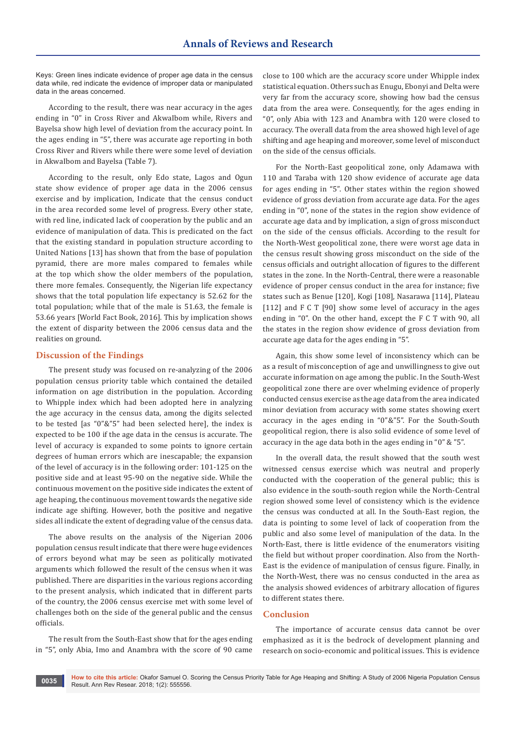Keys: Green lines indicate evidence of proper age data in the census data while, red indicate the evidence of improper data or manipulated data in the areas concerned.

According to the result, there was near accuracy in the ages ending in "0" in Cross River and Akwalbom while, Rivers and Bayelsa show high level of deviation from the accuracy point. In the ages ending in "5", there was accurate age reporting in both Cross River and Rivers while there were some level of deviation in Akwalbom and Bayelsa (Table 7).

According to the result, only Edo state, Lagos and Ogun state show evidence of proper age data in the 2006 census exercise and by implication, Indicate that the census conduct in the area recorded some level of progress. Every other state, with red line, indicated lack of cooperation by the public and an evidence of manipulation of data. This is predicated on the fact that the existing standard in population structure according to United Nations [13] has shown that from the base of population pyramid, there are more males compared to females while at the top which show the older members of the population, there more females. Consequently, the Nigerian life expectancy shows that the total population life expectancy is 52.62 for the total population; while that of the male is 51.63, the female is 53.66 years [World Fact Book, 2016]. This by implication shows the extent of disparity between the 2006 census data and the realities on ground.

## Discussion of the Findings

The present study was focused on re-analyzing of the 2006 population census priority table which contained the detailed information on age distribution in the population. According to Whipple index which had been adopted here in analyzing the age accuracy in the census data, among the digits selected to be tested [as "0"&"5" had been selected here], the index is expected to be 100 if the age data in the census is accurate. The level of accuracy is expanded to some points to ignore certain degrees of human errors which are inescapable; the expansion of the level of accuracy is in the following order: 101-125 on the positive side and at least 95-90 on the negative side. While the continuous movement on the positive side indicates the extent of age heaping, the continuous movement towards the negative side indicate age shifting. However, both the positive and negative sides all indicate the extent of degrading value of the census data.

The above results on the analysis of the Nigerian 2006 population census result indicate that there were huge evidences of errors beyond what may be seen as politically motivated arguments which followed the result of the census when it was published. There are disparities in the various regions according to the present analysis, which indicated that in different parts of the country, the 2006 census exercise met with some level of challenges both on the side of the general public and the census officials.

The result from the South-East show that for the ages ending in "5", only Abia, Imo and Anambra with the score of 90 came close to 100 which are the accuracy score under Whipple index statistical equation. Others such as Enugu, Ebonyi and Delta were very far from the accuracy score, showing how bad the census data from the area were. Consequently, for the ages ending in "0", only Abia with 123 and Anambra with 120 were closed to accuracy. The overall data from the area showed high level of age shifting and age heaping and moreover, some level of misconduct on the side of the census officials.

For the North-East geopolitical zone, only Adamawa with 110 and Taraba with 120 show evidence of accurate age data for ages ending in "5". Other states within the region showed evidence of gross deviation from accurate age data. For the ages ending in "0", none of the states in the region show evidence of accurate age data and by implication, a sign of gross misconduct on the side of the census officials. According to the result for the North-West geopolitical zone, there were worst age data in the census result showing gross misconduct on the side of the census officials and outright allocation of figures to the different states in the zone. In the North-Central, there were a reasonable evidence of proper census conduct in the area for instance; five states such as Benue [120], Kogi [108], Nasarawa [114], Plateau [112] and F C T [90] show some level of accuracy in the ages ending in "0". On the other hand, except the F C T with 90, all the states in the region show evidence of gross deviation from accurate age data for the ages ending in "5".

Again, this show some level of inconsistency which can be as a result of misconception of age and unwillingness to give out accurate information on age among the public. In the South-West geopolitical zone there are over whelming evidence of properly conducted census exercise as the age data from the area indicated minor deviation from accuracy with some states showing exert accuracy in the ages ending in "0"&"5". For the South-South geopolitical region, there is also solid evidence of some level of accuracy in the age data both in the ages ending in "0" & "5".

In the overall data, the result showed that the south west witnessed census exercise which was neutral and properly conducted with the cooperation of the general public; this is also evidence in the south-south region while the North-Central region showed some level of consistency which is the evidence the census was conducted at all. In the South-East region, the data is pointing to some level of lack of cooperation from the public and also some level of manipulation of the data. In the North-East, there is little evidence of the enumerators visiting the field but without proper coordination. Also from the North-East is the evidence of manipulation of census figure. Finally, in the North-West, there was no census conducted in the area as the analysis showed evidences of arbitrary allocation of figures to different states there.

## Conclusion

The importance of accurate census data cannot be over emphasized as it is the bedrock of development planning and research on socio-economic and political issues. This is evidence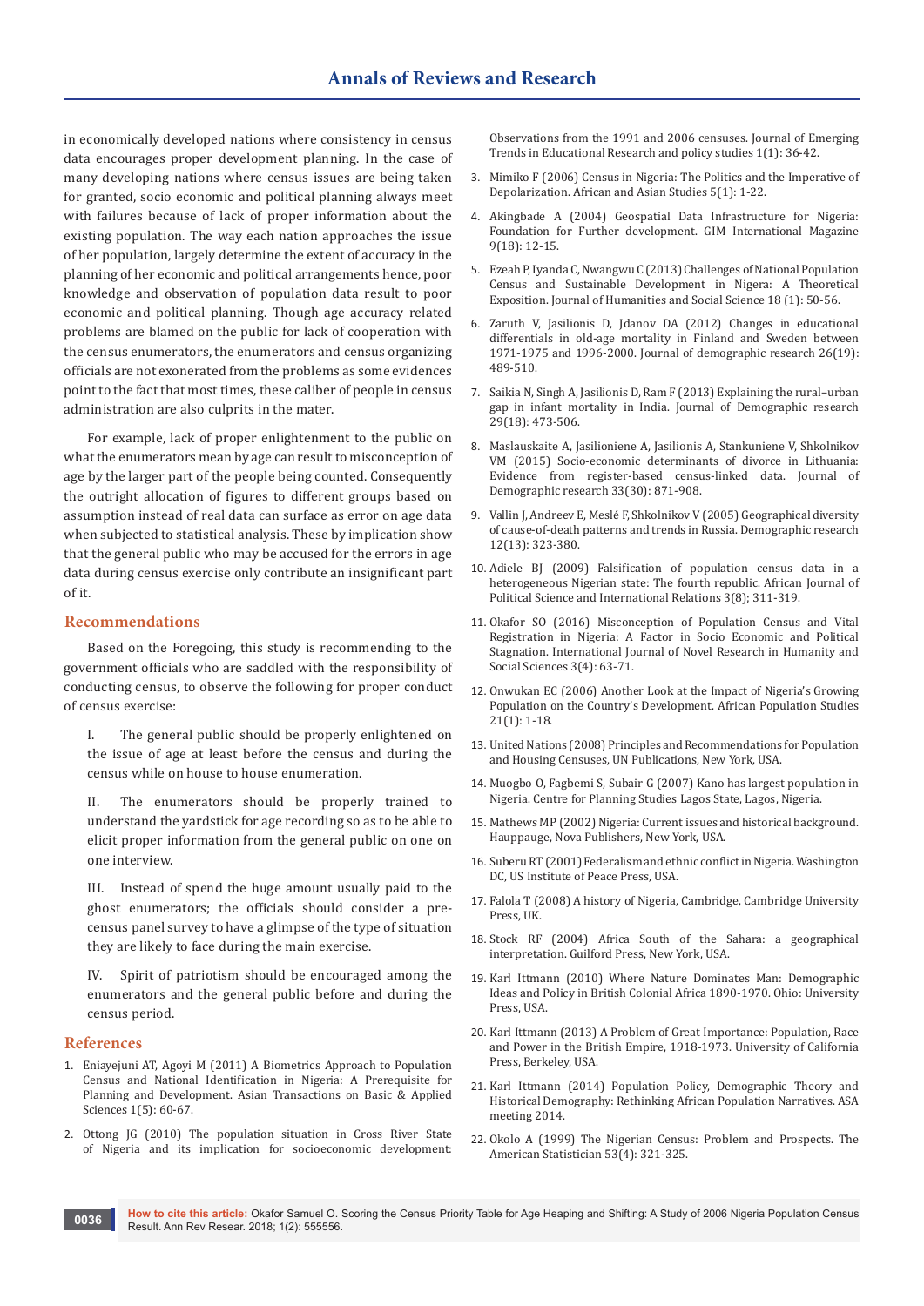in economically developed nations where consistency in census data encourages proper development planning. In the case of many developing nations where census issues are being taken for granted, socio economic and political planning always meet with failures because of lack of proper information about the existing population. The way each nation approaches the issue of her population, largely determine the extent of accuracy in the planning of her economic and political arrangements hence, poor knowledge and observation of population data result to poor economic and political planning. Though age accuracy related problems are blamed on the public for lack of cooperation with the census enumerators, the enumerators and census organizing officials are not exonerated from the problems as some evidences point to the fact that most times, these caliber of people in census administration are also culprits in the mater.

For example, lack of proper enlightenment to the public on what the enumerators mean by age can result to misconception of age by the larger part of the people being counted. Consequently the outright allocation of figures to different groups based on assumption instead of real data can surface as error on age data when subjected to statistical analysis. These by implication show that the general public who may be accused for the errors in age data during census exercise only contribute an insignificant part of it.

## Recommendations

Based on the Foregoing, this study is recommending to the government officials who are saddled with the responsibility of conducting census, to observe the following for proper conduct of census exercise:

I. The general public should be properly enlightened on the issue of age at least before the census and during the census while on house to house enumeration.

II. The enumerators should be properly trained to understand the yardstick for age recording so as to be able to elicit proper information from the general public on one on one interview.

III. Instead of spend the huge amount usually paid to the ghost enumerators; the officials should consider a pre-census panel survey to have a glimpse of the type of situation they are likely to face during the main exercise.

IV. Spirit of patriotism should be encouraged among the enumerators and the general public before and during the census period.

## References

1. Eniayejuni AT, Agoyi M (2011) A Biometrics Approach to Population Census and National Identification in Nigeria: A Prerequisite for Planning and Development. Asian Transactions on Basic & Applied Sciences 1(5): 60-67.
2. Ottong JG (2010) The population situation in Cross River State of Nigeria and its implication for socioeconomic development: Observations from the 1991 and 2006 censuses. Journal of Emerging Trends in Educational Research and policy studies 1(1): 36-42.
3. Mimiko F (2006) Census in Nigeria: The Politics and the Imperative of Depolarization. African and Asian Studies 5(1): 1-22.
4. Akingbade A (2004) Geospatial Data Infrastructure for Nigeria: Foundation for Further development. GIM International Magazine 9(18): 12-15.
5. Ezeah P, Iyanda C, Nwangwu C (2013) Challenges of National Population Census and Sustainable Development in Nigera: A Theoretical Exposition. Journal of Humanities and Social Science 18 (1): 50-56.
6. Zaruth V, Jasilionis D, Jdanov DA (2012) Changes in educational differentials in old-age mortality in Finland and Sweden between 1971-1975 and 1996-2000. Journal of demographic research 26(19): 489-510.
7. Saikia N, Singh A, Jasilionis D, Ram F (2013) Explaining the rural–urban gap in infant mortality in India. Journal of Demographic research 29(18): 473-506.
8. Maslauskaite A, Jasilioniene A, Jasilionis A, Stankuniene V, Shkolnikov VM (2015) Socio-economic determinants of divorce in Lithuania: Evidence from register-based census-linked data. Journal of Demographic research 33(30): 871-908.
9. Vallin J, Andreev E, Meslé F, Shkolnikov V (2005) Geographical diversity of cause-of-death patterns and trends in Russia. Demographic research 12(13): 323-380.
10. Adiele BJ (2009) Falsification of population census data in a heterogeneous Nigerian state: The fourth republic. African Journal of Political Science and International Relations 3(8); 311-319.
11. Okafor SO (2016) Misconception of Population Census and Vital Registration in Nigeria: A Factor in Socio Economic and Political Stagnation. International Journal of Novel Research in Humanity and Social Sciences 3(4): 63-71.
12. Onwukan EC (2006) Another Look at the Impact of Nigeria's Growing Population on the Country's Development. African Population Studies 21(1): 1-18.
13. United Nations (2008) Principles and Recommendations for Population and Housing Censuses, UN Publications, New York, USA.
14. Muogbo O, Fagbemi S, Subair G (2007) Kano has largest population in Nigeria. Centre for Planning Studies Lagos State, Lagos, Nigeria.
15. Mathews MP (2002) Nigeria: Current issues and historical background. Hauppauge, Nova Publishers, New York, USA.
16. Suberu RT (2001) Federalism and ethnic conflict in Nigeria. Washington DC, US Institute of Peace Press, USA.
17. Falola T (2008) A history of Nigeria, Cambridge, Cambridge University Press, UK.
18. Stock RF (2004) Africa South of the Sahara: a geographical interpretation. Guilford Press, New York, USA.
19. Karl Ittmann (2010) Where Nature Dominates Man: Demographic Ideas and Policy in British Colonial Africa 1890-1970. Ohio: University Press, USA.
20. Karl Ittmann (2013) A Problem of Great Importance: Population, Race and Power in the British Empire, 1918-1973. University of California Press, Berkeley, USA.
21. Karl Ittmann (2014) Population Policy, Demographic Theory and Historical Demography: Rethinking African Population Narratives. ASA meeting 2014.
22. Okolo A (1999) The Nigerian Census: Problem and Prospects. The American Statistician 53(4): 321-325.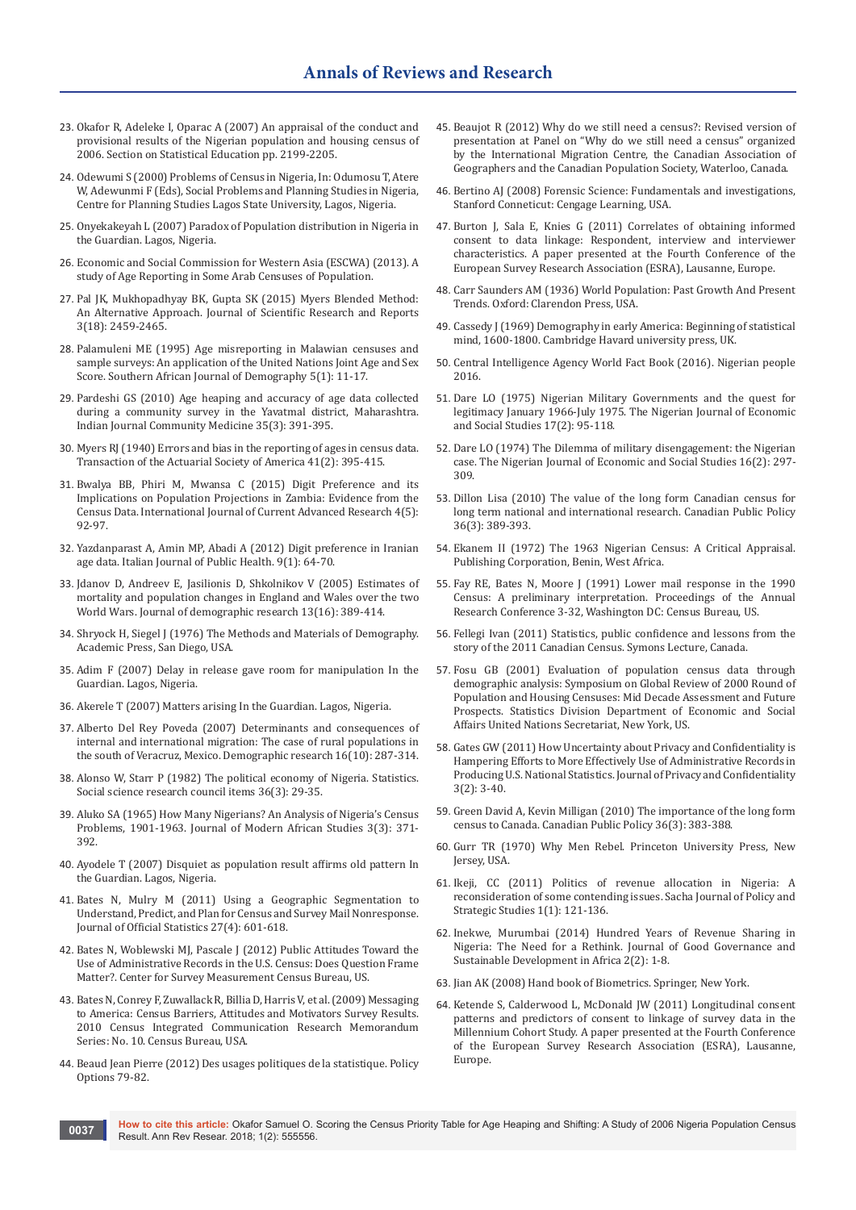23. Okafor R, Adeleke I, Oparac A (2007) An appraisal of the conduct and provisional results of the Nigerian population and housing census of 2006. Section on Statistical Education pp. 2199-2205.

24. Odewumi S (2000) Problems of Census in Nigeria, In: Odumosu T, Atere W, Adewunmi F (Eds), Social Problems and Planning Studies in Nigeria, Centre for Planning Studies Lagos State University, Lagos, Nigeria.

25. Onyekakeyah L (2007) Paradox of Population distribution in Nigeria in the Guardian. Lagos, Nigeria.

26. Economic and Social Commission for Western Asia (ESCWA) (2013). A study of Age Reporting in Some Arab Censuses of Population.

27. Pal JK, Mukhopadhyay BK, Gupta SK (2015) Myers Blended Method: An Alternative Approach. Journal of Scientific Research and Reports 3(18): 2459-2465.

28. Palamuleni ME (1995) Age misreporting in Malawian censuses and sample surveys: An application of the United Nations Joint Age and Sex Score. Southern African Journal of Demography 5(1): 11-17.

29. Pardeshi GS (2010) Age heaping and accuracy of age data collected during a community survey in the Yavatmal district, Maharashtra. Indian Journal Community Medicine 35(3): 391-395.

30. Myers RJ (1940) Errors and bias in the reporting of ages in census data. Transaction of the Actuarial Society of America 41(2): 395-415.

31. Bwalya BB, Phiri M, Mwansa C (2015) Digit Preference and its Implications on Population Projections in Zambia: Evidence from the Census Data. International Journal of Current Advanced Research 4(5): 92-97.

32. Yazdanparast A, Amin MP, Abadi A (2012) Digit preference in Iranian age data. Italian Journal of Public Health. 9(1): 64-70.

33. Jdanov D, Andreev E, Jasilionis D, Shkolnikov V (2005) Estimates of mortality and population changes in England and Wales over the two World Wars. Journal of demographic research 13(16): 389-414.

34. Shryock H, Siegel J (1976) The Methods and Materials of Demography. Academic Press, San Diego, USA.

35. Adim F (2007) Delay in release gave room for manipulation In the Guardian. Lagos, Nigeria.

36. Akerele T (2007) Matters arising In the Guardian. Lagos, Nigeria.

37. Alberto Del Rey Poveda (2007) Determinants and consequences of internal and international migration: The case of rural populations in the south of Veracruz, Mexico. Demographic research 16(10): 287-314.

38. Alonso W, Starr P (1982) The political economy of Nigeria. Statistics. Social science research council items 36(3): 29-35.

39. Aluko SA (1965) How Many Nigerians? An Analysis of Nigeria's Census Problems, 1901-1963. Journal of Modern African Studies 3(3): 371-392.

40. Ayodele T (2007) Disquiet as population result affirms old pattern In the Guardian. Lagos, Nigeria.

41. Bates N, Mulry M (2011) Using a Geographic Segmentation to Understand, Predict, and Plan for Census and Survey Mail Nonresponse. Journal of Official Statistics 27(4): 601-618.

42. Bates N, Woblewski MJ, Pascale J (2012) Public Attitudes Toward the Use of Administrative Records in the U.S. Census: Does Question Frame Matter?. Center for Survey Measurement Census Bureau, US.

43. Bates N, Conrey F, Zuwallack R, Billia D, Harris V, et al. (2009) Messaging to America: Census Barriers, Attitudes and Motivators Survey Results. 2010 Census Integrated Communication Research Memorandum Series: No. 10. Census Bureau, USA.

44. Beaud Jean Pierre (2012) Des usages politiques de la statistique. Policy Options 79-82.

45. Beaujot R (2012) Why do we still need a census?: Revised version of presentation at Panel on "Why do we still need a census" organized by the International Migration Centre, the Canadian Association of Geographers and the Canadian Population Society, Waterloo, Canada.

46. Bertino AJ (2008) Forensic Science: Fundamentals and investigations, Stanford Conneticut: Cengage Learning, USA.

47. Burton J, Sala E, Knies G (2011) Correlates of obtaining informed consent to data linkage: Respondent, interview and interviewer characteristics. A paper presented at the Fourth Conference of the European Survey Research Association (ESRA), Lausanne, Europe.

48. Carr Saunders AM (1936) World Population: Past Growth And Present Trends. Oxford: Clarendon Press, USA.

49. Cassedy J (1969) Demography in early America: Beginning of statistical mind, 1600-1800. Cambridge Havard university press, UK.

50. Central Intelligence Agency World Fact Book (2016). Nigerian people 2016.

51. Dare LO (1975) Nigerian Military Governments and the quest for legitimacy January 1966-July 1975. The Nigerian Journal of Economic and Social Studies 17(2): 95-118.

52. Dare LO (1974) The Dilemma of military disengagement: the Nigerian case. The Nigerian Journal of Economic and Social Studies 16(2): 297-309.

53. Dillon Lisa (2010) The value of the long form Canadian census for long term national and international research. Canadian Public Policy 36(3): 389-393.

54. Ekanem II (1972) The 1963 Nigerian Census: A Critical Appraisal. Publishing Corporation, Benin, West Africa.

55. Fay RE, Bates N, Moore J (1991) Lower mail response in the 1990 Census: A preliminary interpretation. Proceedings of the Annual Research Conference 3-32, Washington DC: Census Bureau, US.

56. Fellegi Ivan (2011) Statistics, public confidence and lessons from the story of the 2011 Canadian Census. Symons Lecture, Canada.

57. Fosu GB (2001) Evaluation of population census data through demographic analysis: Symposium on Global Review of 2000 Round of Population and Housing Censuses: Mid Decade Assessment and Future Prospects. Statistics Division Department of Economic and Social Affairs United Nations Secretariat, New York, US.

58. Gates GW (2011) How Uncertainty about Privacy and Confidentiality is Hampering Efforts to More Effectively Use of Administrative Records in Producing U.S. National Statistics. Journal of Privacy and Confidentiality 3(2): 3-40.

59. Green David A, Kevin Milligan (2010) The importance of the long form census to Canada. Canadian Public Policy 36(3): 383-388.

60. Gurr TR (1970) Why Men Rebel. Princeton University Press, New Jersey, USA.

61. Ikeji, CC (2011) Politics of revenue allocation in Nigeria: A reconsideration of some contending issues. Sacha Journal of Policy and Strategic Studies 1(1): 121-136.

62. Inekwe, Murumbai (2014) Hundred Years of Revenue Sharing in Nigeria: The Need for a Rethink. Journal of Good Governance and Sustainable Development in Africa 2(2): 1-8.

63. Jian AK (2008) Hand book of Biometrics. Springer, New York.

64. Ketende S, Calderwood L, McDonald JW (2011) Longitudinal consent patterns and predictors of consent to linkage of survey data in the Millennium Cohort Study. A paper presented at the Fourth Conference of the European Survey Research Association (ESRA), Lausanne, Europe.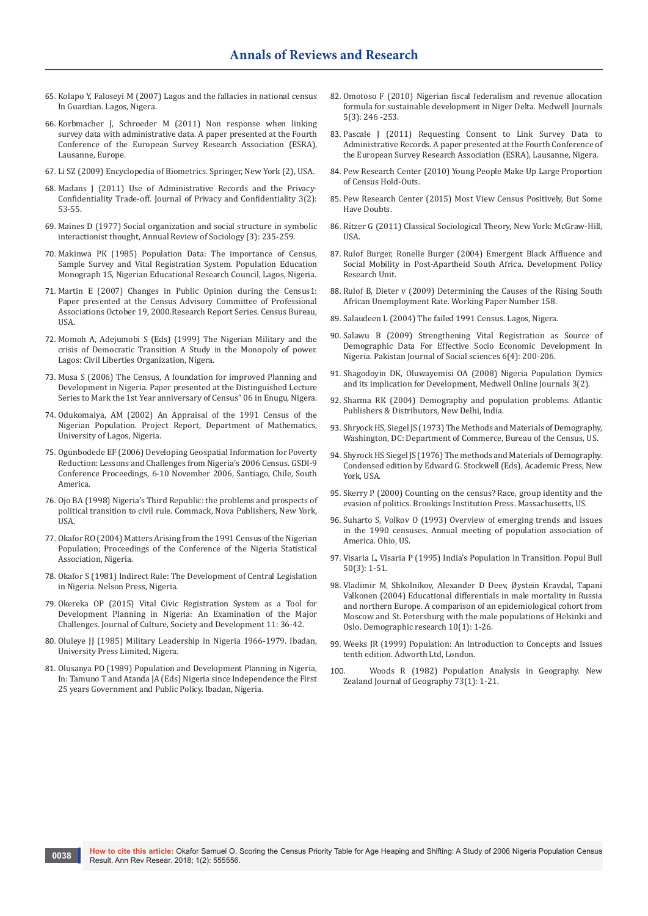65. Kolapo Y, Faloseyi M (2007) Lagos and the fallacies in national census In Guardian. Lagos, Nigera.
66. Korbmacher J, Schroeder M (2011) Non response when linking survey data with administrative data. A paper presented at the Fourth Conference of the European Survey Research Association (ESRA), Lausanne, Europe.
67. Li SZ (2009) Encyclopedia of Biometrics. Springer, New York (2), USA.
68. Madans J (2011) Use of Administrative Records and the Privacy-Confidentiality Trade-off. Journal of Privacy and Confidentiality 3(2): 53-55.
69. Maines D (1977) Social organization and social structure in symbolic interactionist thought, Annual Review of Sociology (3): 235-259.
70. Makinwa PK (1985) Population Data: The importance of Census, Sample Survey and Vital Registration System. Population Education Monograph 15, Nigerian Educational Research Council, Lagos, Nigeria.
71. Martin E (2007) Changes in Public Opinion during the Census1: Paper presented at the Census Advisory Committee of Professional Associations October 19, 2000.Research Report Series. Census Bureau, USA.
72. Momoh A, Adejumobi S (Eds) (1999) The Nigerian Military and the crisis of Democratic Transition A Study in the Monopoly of power. Lagos: Civil Liberties Organization, Nigera.
73. Musa S (2006) The Census, A foundation for improved Planning and Development in Nigeria. Paper presented at the Distinguished Lecture Series to Mark the 1st Year anniversary of Census" 06 in Enugu, Nigera.
74. Odukomaiya, AM (2002) An Appraisal of the 1991 Census of the Nigerian Population. Project Report, Department of Mathematics, University of Lagos, Nigeria.
75. Ogunbodede EF (2006) Developing Geospatial Information for Poverty Reduction: Lessons and Challenges from Nigeria's 2006 Census. GSDI-9 Conference Proceedings, 6-10 November 2006, Santiago, Chile, South America.
76. Ojo BA (1998) Nigeria's Third Republic: the problems and prospects of political transition to civil rule. Commack, Nova Publishers, New York, USA.
77. Okafor RO (2004) Matters Arising from the 1991 Census of the Nigerian Population; Proceedings of the Conference of the Nigeria Statistical Association, Nigeria.
78. Okafor S (1981) Indirect Rule: The Development of Central Legislation in Nigeria. Nelson Press, Nigeria.
79. Okereka OP (2015) Vital Civic Registration System as a Tool for Development Planning in Nigeria: An Examination of the Major Challenges. Journal of Culture, Society and Development 11: 36-42.
80. Oluleye JJ (1985) Military Leadership in Nigeria 1966-1979. Ibadan, University Press Limited, Nigera.
81. Olusanya PO (1989) Population and Development Planning in Nigeria, In: Tamuno T and Atanda JA (Eds) Nigeria since Independence the First 25 years Government and Public Policy. Ibadan, Nigeria.
82. Omotoso F (2010) Nigerian fiscal federalism and revenue allocation formula for sustainable development in Niger Delta. Medwell Journals 5(3): 246 -253.
83. Pascale J (2011) Requesting Consent to Link Survey Data to Administrative Records. A paper presented at the Fourth Conference of the European Survey Research Association (ESRA), Lausanne, Nigera.
84. Pew Research Center (2010) Young People Make Up Large Proportion of Census Hold-Outs.
85. Pew Research Center (2015) Most View Census Positively, But Some Have Doubts.
86. Ritzer G (2011) Classical Sociological Theory, New York: McGraw-Hill, USA.
87. Rulof Burger, Ronelle Burger (2004) Emergent Black Affluence and Social Mobility in Post-Apartheid South Africa. Development Policy Research Unit.
88. Rulof B, Dieter v (2009) Determining the Causes of the Rising South African Unemployment Rate. Working Paper Number 158.
89. Salaudeen L (2004) The failed 1991 Census. Lagos, Nigera.
90. Salawu B (2009) Strengthening Vital Registration as Source of Demographic Data For Effective Socio Economic Development In Nigeria. Pakistan Journal of Social sciences 6(4): 200-206.
91. Shagodoyin DK, Oluwayemisi OA (2008) Nigeria Population Dymics and its implication for Development, Medwell Online Journals 3(2).
92. Sharma RK (2004) Demography and population problems. Atlantic Publishers & Distributors, New Delhi, India.
93. Shryock HS, Siegel JS (1973) The Methods and Materials of Demography, Washington, DC: Department of Commerce, Bureau of the Census, US.
94. Shyrock HS Siegel JS (1976) The methods and Materials of Demography. Condensed edition by Edward G. Stockwell (Eds), Academic Press, New York, USA.
95. Skerry P (2000) Counting on the census? Race, group identity and the evasion of politics. Brookings Institution Press. Massachusetts, US.
96. Suharto S, Volkov O (1993) Overview of emerging trends and issues in the 1990 censuses. Annual meeting of population association of America. Ohio, US.
97. Visaria L, Visaria P (1995) India's Population in Transition. Popul Bull 50(3): 1-51.
98. Vladimir M, Shkolnikov, Alexander D Deev, Øystein Kravdal, Tapani Valkonen (2004) Educational differentials in male mortality in Russia and northern Europe. A comparison of an epidemiological cohort from Moscow and St. Petersburg with the male populations of Helsinki and Oslo. Demographic research 10(1): 1-26.
99. Weeks JR (1999) Population: An Introduction to Concepts and Issues tenth edition. Adworth Ltd, London.
100. Woods R (1982) Population Analysis in Geography. New Zealand Journal of Geography 73(1): 1-21.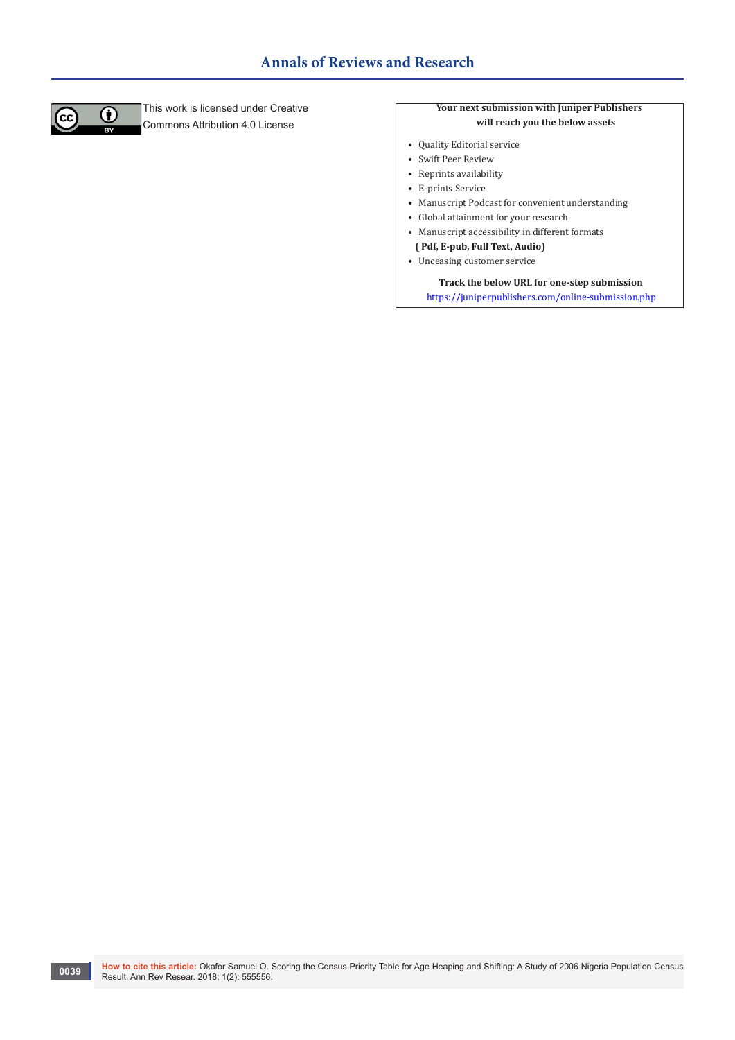This work is licensed under Creative Commons Attribution 4.0 License

**Your next submission with Juniper Publishers will reach you the below assets**

- Quality Editorial service
- Swift Peer Review
- Reprints availability
- E-prints Service
- Manuscript Podcast for convenient understanding
- Global attainment for your research
- Manuscript accessibility in different formats

  **( Pdf, E-pub, Full Text, Audio)**
- Unceasing customer service

**Track the below URL for one-step submission**

https://juniperpublishers.com/online-submission.php